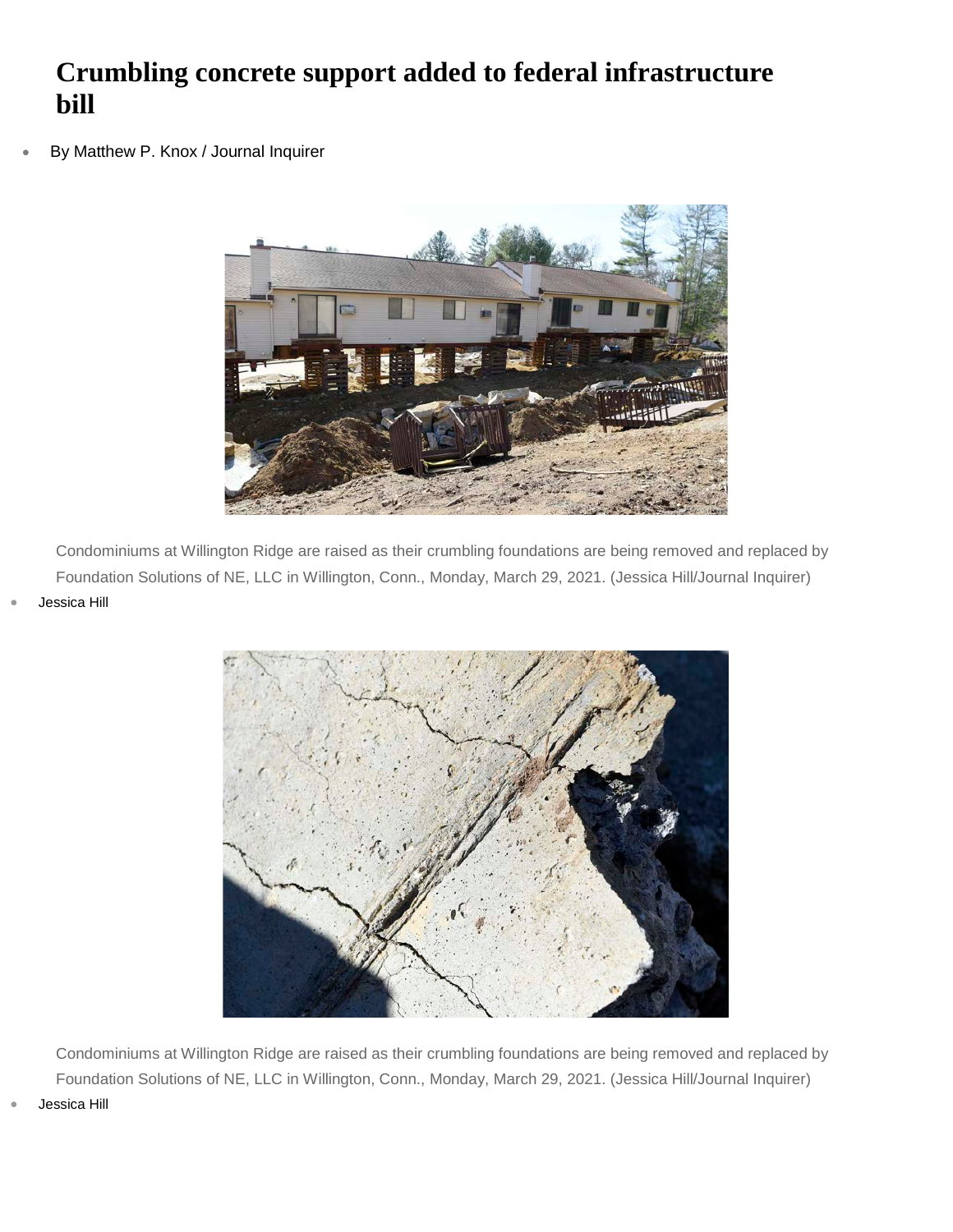# Crumbling concrete support added to federal infrastructure bill

- By Matthew P. Knox / Journal Inquirer

Condominiums at Willington Ridge are raised as their crumbling foundations are being removed and replaced by Foundation Solutions of NE, LLC in Willington, Conn., Monday, March 29, 2021. (Jessica Hill/Journal Inquirer)

- Jessica Hill

Condominiums at Willington Ridge are raised as their crumbling foundations are being removed and replaced by Foundation Solutions of NE, LLC in Willington, Conn., Monday, March 29, 2021. (Jessica Hill/Journal Inquirer)

- Jessica Hill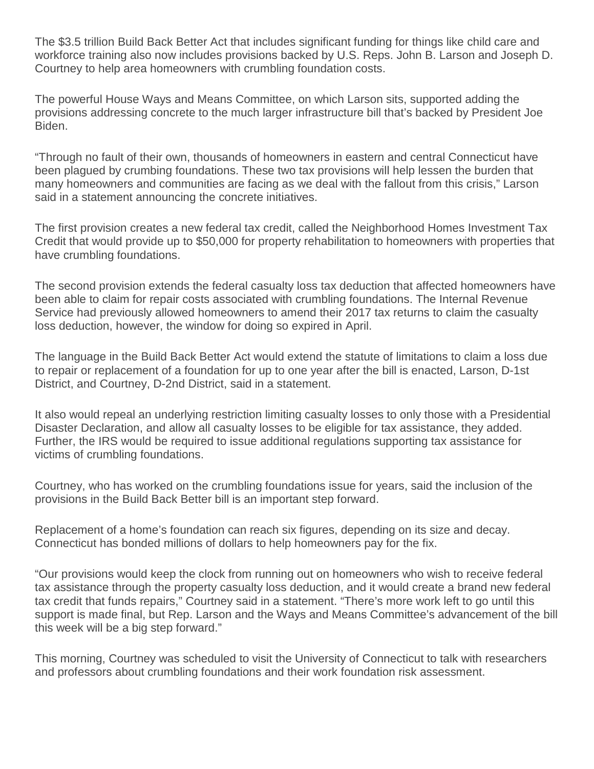The $3.5 trillion Build Back Better Act that includes significant funding for things like child care and workforce training also now includes provisions backed by U.S. Reps. John B. Larson and Joseph D. Courtney to help area homeowners with crumbling foundation costs.

The powerful House Ways and Means Committee, on which Larson sits, supported adding the provisions addressing concrete to the much larger infrastructure bill that's backed by President Joe Biden.

"Through no fault of their own, thousands of homeowners in eastern and central Connecticut have been plagued by crumbing foundations. These two tax provisions will help lessen the burden that many homeowners and communities are facing as we deal with the fallout from this crisis," Larson said in a statement announcing the concrete initiatives.

The first provision creates a new federal tax credit, called the Neighborhood Homes Investment Tax Credit that would provide up to $50,000 for property rehabilitation to homeowners with properties that have crumbling foundations.

The second provision extends the federal casualty loss tax deduction that affected homeowners have been able to claim for repair costs associated with crumbling foundations. The Internal Revenue Service had previously allowed homeowners to amend their 2017 tax returns to claim the casualty loss deduction, however, the window for doing so expired in April.

The language in the Build Back Better Act would extend the statute of limitations to claim a loss due to repair or replacement of a foundation for up to one year after the bill is enacted, Larson, D-1st District, and Courtney, D-2nd District, said in a statement.

It also would repeal an underlying restriction limiting casualty losses to only those with a Presidential Disaster Declaration, and allow all casualty losses to be eligible for tax assistance, they added. Further, the IRS would be required to issue additional regulations supporting tax assistance for victims of crumbling foundations.

Courtney, who has worked on the crumbling foundations issue for years, said the inclusion of the provisions in the Build Back Better bill is an important step forward.

Replacement of a home's foundation can reach six figures, depending on its size and decay. Connecticut has bonded millions of dollars to help homeowners pay for the fix.

"Our provisions would keep the clock from running out on homeowners who wish to receive federal tax assistance through the property casualty loss deduction, and it would create a brand new federal tax credit that funds repairs," Courtney said in a statement. "There's more work left to go until this support is made final, but Rep. Larson and the Ways and Means Committee's advancement of the bill this week will be a big step forward."

This morning, Courtney was scheduled to visit the University of Connecticut to talk with researchers and professors about crumbling foundations and their work foundation risk assessment.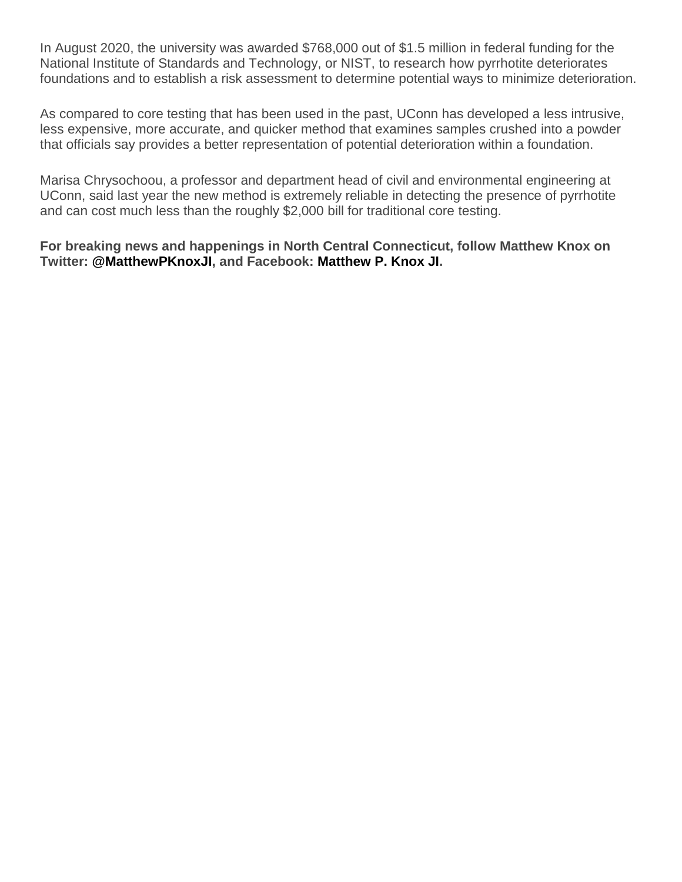In August 2020, the university was awarded $768,000 out of $1.5 million in federal funding for the National Institute of Standards and Technology, or NIST, to research how pyrrhotite deteriorates foundations and to establish a risk assessment to determine potential ways to minimize deterioration.

As compared to core testing that has been used in the past, UConn has developed a less intrusive, less expensive, more accurate, and quicker method that examines samples crushed into a powder that officials say provides a better representation of potential deterioration within a foundation.

Marisa Chrysochoou, a professor and department head of civil and environmental engineering at UConn, said last year the new method is extremely reliable in detecting the presence of pyrrhotite and can cost much less than the roughly $2,000 bill for traditional core testing.

**For breaking news and happenings in North Central Connecticut, follow Matthew Knox on Twitter: @MatthewPKnoxJI, and Facebook: Matthew P. Knox JI.**